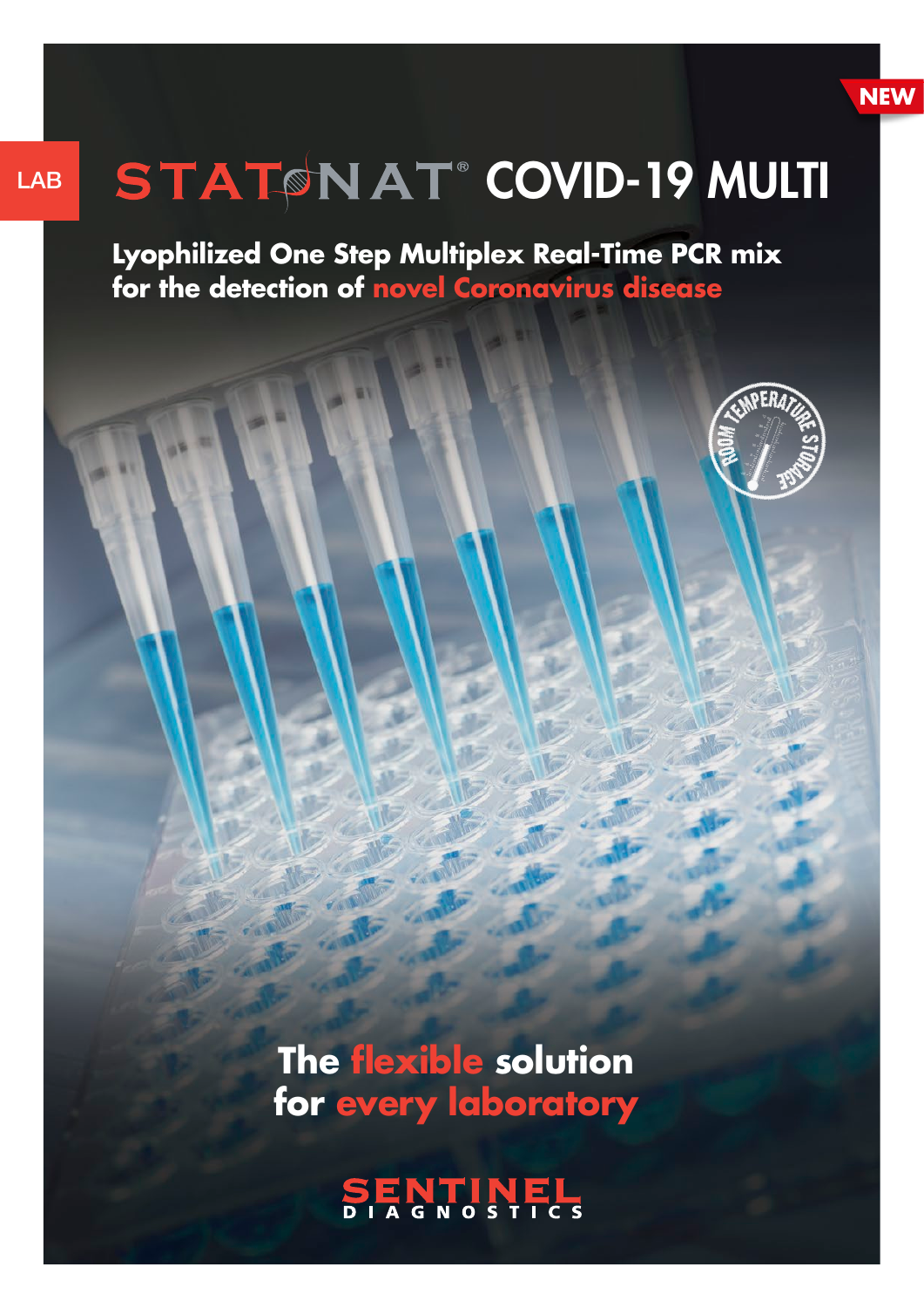NEW

LAB

# STATNAT® COVID-19 MULTI

**Lyophilized One Step Multiplex Real-Time PCR mix for the detection of novel Coronavirus disease**

ROOM TEMPERATURE STORAGE

## The flexible solution for every laboratory

SENTINEL DIAGNOSTICS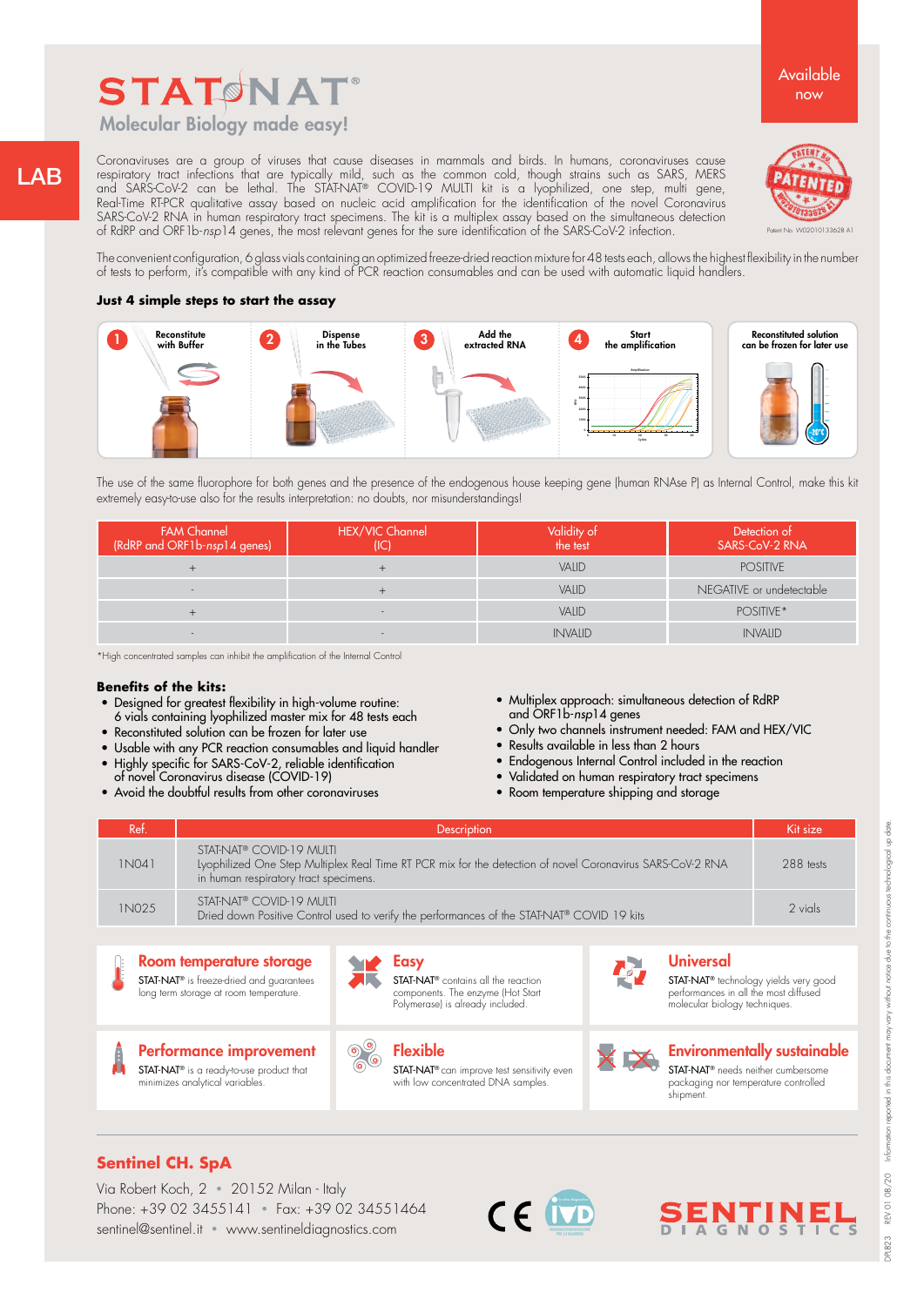# STAT-NAT®

## Molecular Biology made easy!

Available now

LAB

Coronaviruses are a group of viruses that cause diseases in mammals and birds. In humans, coronaviruses cause respiratory tract infections that are typically mild, such as the common cold, though strains such as SARS, MERS and SARS-CoV-2 can be lethal. The STAT-NAT® COVID-19 MULTI kit is a lyophilized, one step, multi gene, Real-Time RT-PCR qualitative assay based on nucleic acid amplification for the identification of the novel Coronavirus SARS-CoV-2 RNA in human respiratory tract specimens. The kit is a multiplex assay based on the simultaneous detection of RdRP and ORF1b-*nsp*14 genes, the most relevant genes for the sure identification of the SARS-CoV-2 infection.

PATENTED
Patent No. WO2010133628 A1

The convenient configuration, 6 glass vials containing an optimized freeze-dried reaction mixture for 48 tests each, allows the highest flexibility in the number of tests to perform, it's compatible with any kind of PCR reaction consumables and can be used with automatic liquid handlers.

### Just 4 simple steps to start the assay

1. Reconstitute with Buffer
2. Dispense in the Tubes
3. Add the extracted RNA
4. Start the amplification

Reconstituted solution can be frozen for later use

The use of the same fluorophore for both genes and the presence of the endogenous house keeping gene (human RNAse P) as Internal Control, make this kit extremely easy-to-use also for the results interpretation: no doubts, nor misunderstandings!

| FAM Channel (RdRP and ORF1b-*nsp*14 genes) | HEX/VIC Channel (IC) | Validity of the test | Detection of SARS-CoV-2 RNA |
|---|---|---|---|
| + | + | VALID | POSITIVE |
| - | + | VALID | NEGATIVE or undetectable |
| + | - | VALID | POSITIVE* |
| - | - | INVALID | INVALID |

*High concentrated samples can inhibit the amplification of the Internal Control

### Benefits of the kits:

- Designed for greatest flexibility in high-volume routine: 6 vials containing lyophilized master mix for 48 tests each
- Reconstituted solution can be frozen for later use
- Usable with any PCR reaction consumables and liquid handler
- Highly specific for SARS-CoV-2, reliable identification of novel Coronavirus disease (COVID-19)
- Avoid the doubtful results from other coronaviruses
- Multiplex approach: simultaneous detection of RdRP and ORF1b-*nsp*14 genes
- Only two channels instrument needed: FAM and HEX/VIC
- Results available in less than 2 hours
- Endogenous Internal Control included in the reaction
- Validated on human respiratory tract specimens
- Room temperature shipping and storage

| Ref. | Description | Kit size |
|---|---|---|
| 1N041 | STAT-NAT® COVID-19 MULTI<br>Lyophilized One Step Multiplex Real Time RT PCR mix for the detection of novel Coronavirus SARS-CoV-2 RNA in human respiratory tract specimens. | 288 tests |
| 1N025 | STAT-NAT® COVID-19 MULTI<br>Dried down Positive Control used to verify the performances of the STAT-NAT® COVID 19 kits | 2 vials |

**Room temperature storage**
STAT-NAT® is freeze-dried and guarantees long term storage at room temperature.

**Easy**
STAT-NAT® contains all the reaction components. The enzyme (Hot Start Polymerase) is already included.

**Universal**
STAT-NAT® technology yields very good performances in all the most diffused molecular biology techniques.

**Performance improvement**
STAT-NAT® is a ready-to-use product that minimizes analytical variables.

**Flexible**
STAT-NAT® can improve test sensitivity even with low concentrated DNA samples.

**Environmentally sustainable**
STAT-NAT® needs neither cumbersome packaging nor temperature controlled shipment.

**Sentinel CH. SpA**

Via Robert Koch, 2 • 20152 Milan - Italy
Phone: +39 02 3455141 • Fax: +39 02 34551464
sentinel@sentinel.it • www.sentineldiagnostics.com

SENTINEL DIAGNOSTICS

DPL823 REV 01 08/20 Information reported in this document may vary without notice due to the continuous technological up date